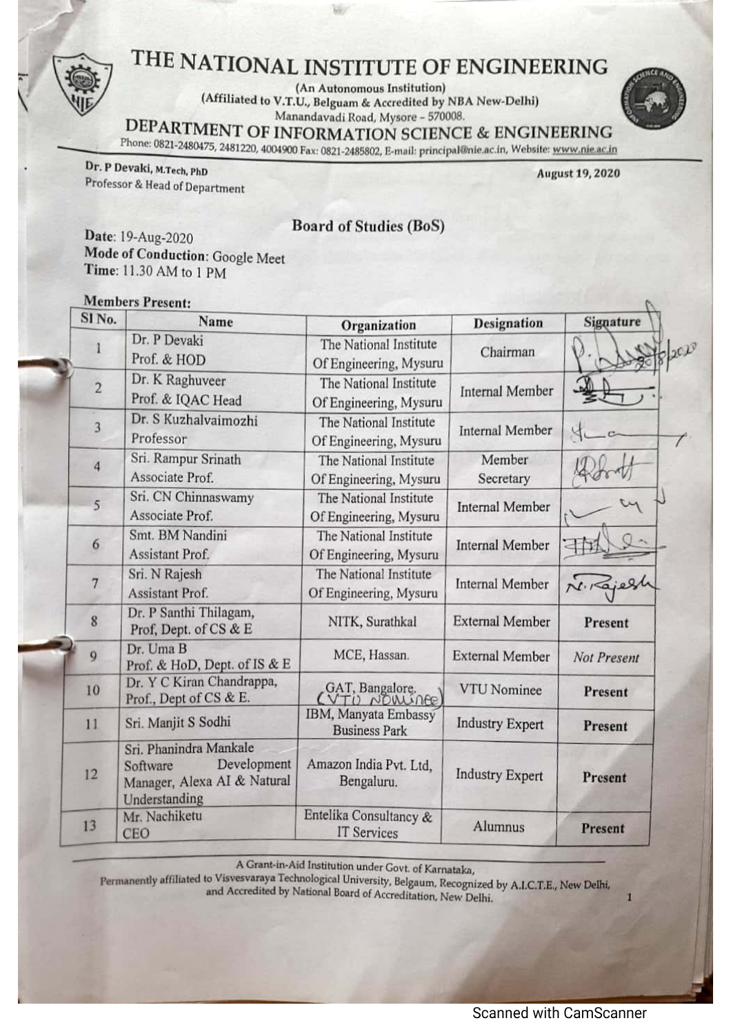# THE NATIONAL INSTITUTE OF ENGINEERING

(An Autonomous Institution)
(Affiliated to V.T.U., Belguam & Accredited by NBA New-Delhi)
Manandavadi Road, Mysore – 570008.

## DEPARTMENT OF INFORMATION SCIENCE & ENGINEERING

Phone: 0821-2480475, 2481220, 4004900 Fax: 0821-2485802, E-mail: principal@nie.ac.in, Website: www.nie.ac.in

**Dr. P Devaki, M.Tech, PhD**
Professor & Head of Department

**August 19, 2020**

### Board of Studies (BoS)

**Date**: 19-Aug-2020
**Mode of Conduction**: Google Meet
**Time**: 11.30 AM to 1 PM

**Members Present:**

| Sl No. | Name | Organization | Designation | Signature |
|---|---|---|---|---|
| 1 | Dr. P Devaki Prof. & HOD | The National Institute Of Engineering, Mysuru | Chairman | (Signed) 20/8/2020 |
| 2 | Dr. K Raghuveer Prof. & IQAC Head | The National Institute Of Engineering, Mysuru | Internal Member | (Signed) |
| 3 | Dr. S Kuzhalvaimozhi Professor | The National Institute Of Engineering, Mysuru | Internal Member | (Signed) |
| 4 | Sri. Rampur Srinath Associate Prof. | The National Institute Of Engineering, Mysuru | Member Secretary | (Signed) |
| 5 | Sri. CN Chinnaswamy Associate Prof. | The National Institute Of Engineering, Mysuru | Internal Member | (Signed) |
| 6 | Smt. BM Nandini Assistant Prof. | The National Institute Of Engineering, Mysuru | Internal Member | (Signed) |
| 7 | Sri. N Rajesh Assistant Prof. | The National Institute Of Engineering, Mysuru | Internal Member | N. Rajesh |
| 8 | Dr. P Santhi Thilagam, Prof, Dept. of CS & E | NITK, Surathkal | External Member | **Present** |
| 9 | Dr. Uma B Prof. & HoD, Dept. of IS & E | MCE, Hassan. | External Member | *Not Present* |
| 10 | Dr. Y C Kiran Chandrappa, Prof., Dept of CS & E. | GAT, Bangalore. (VTU Nominee) | VTU Nominee | **Present** |
| 11 | Sri. Manjit S Sodhi | IBM, Manyata Embassy Business Park | Industry Expert | **Present** |
| 12 | Sri. Phanindra Mankale Software Development Manager, Alexa AI & Natural Understanding | Amazon India Pvt. Ltd, Bengaluru. | Industry Expert | **Present** |
| 13 | Mr. Nachiketu CEO | Entelika Consultancy & IT Services | Alumnus | **Present** |

A Grant-in-Aid Institution under Govt. of Karnataka,
Permanently affiliated to Visvesvaraya Technological University, Belgaum, Recognized by A.I.C.T.E., New Delhi, and Accredited by National Board of Accreditation, New Delhi.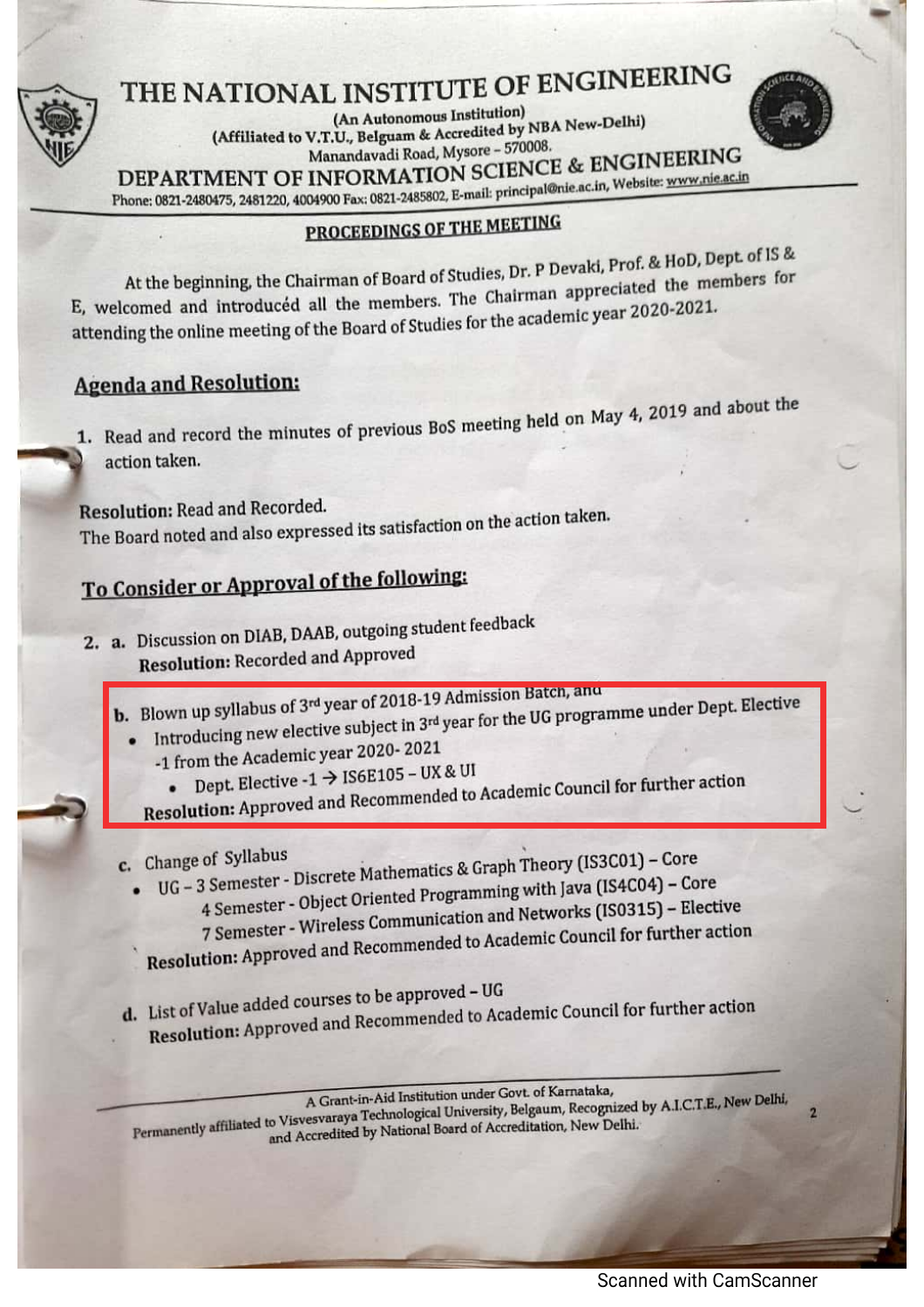# THE NATIONAL INSTITUTE OF ENGINEERING

(An Autonomous Institution)
(Affiliated to V.T.U., Belgaum & Accredited by NBA New-Delhi)
Manandavadi Road, Mysore – 570008.

## DEPARTMENT OF INFORMATION SCIENCE & ENGINEERING

Phone: 0821-2480475, 2481220, 4004900 Fax: 0821-2485802, E-mail: principal@nie.ac.in, Website: www.nie.ac.in

### PROCEEDINGS OF THE MEETING

At the beginning, the Chairman of Board of Studies, Dr. P Devaki, Prof. & HoD, Dept. of IS & E, welcomed and introduced all the members. The Chairman appreciated the members for attending the online meeting of the Board of Studies for the academic year 2020-2021.

### Agenda and Resolution:

1. Read and record the minutes of previous BoS meeting held on May 4, 2019 and about the action taken.

**Resolution:** Read and Recorded.
The Board noted and also expressed its satisfaction on the action taken.

### To Consider or Approval of the following:

2. a. Discussion on DIAB, DAAB, outgoing student feedback
   **Resolution:** Recorded and Approved

   b. Blown up syllabus of 3rd year of 2018-19 Admission Batch, and
   - Introducing new elective subject in 3rd year for the UG programme under Dept. Elective -1 from the Academic year 2020- 2021
     - Dept. Elective -1 → IS6E105 – UX & UI

   **Resolution:** Approved and Recommended to Academic Council for further action

   c. Change of Syllabus
   - UG – 3 Semester - Discrete Mathematics & Graph Theory (IS3C01) – Core
     4 Semester - Object Oriented Programming with Java (IS4C04) – Core
     7 Semester - Wireless Communication and Networks (IS0315) – Elective

   **Resolution:** Approved and Recommended to Academic Council for further action

   d. List of Value added courses to be approved – UG
   **Resolution:** Approved and Recommended to Academic Council for further action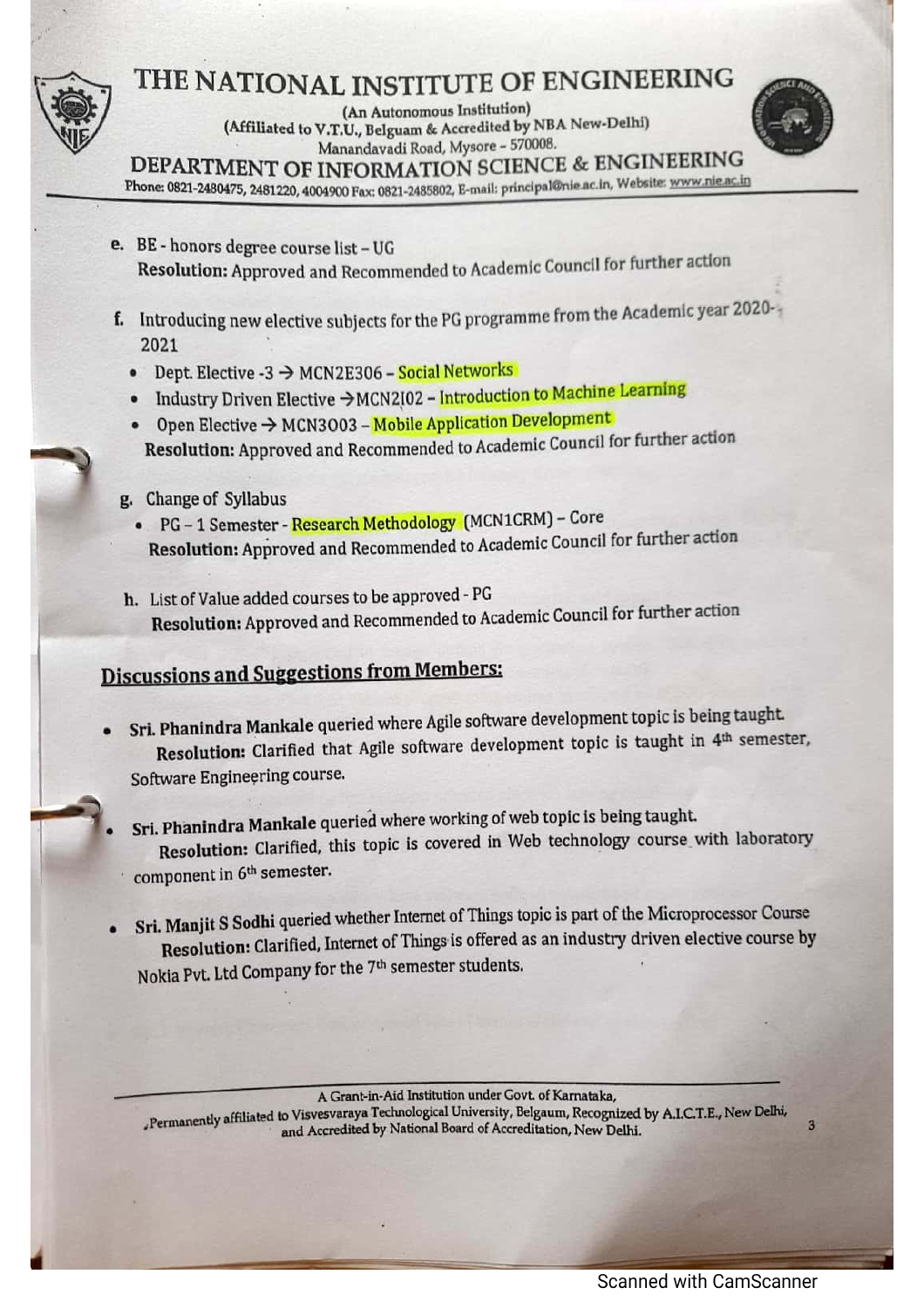e. BE - honors degree course list – UG
   **Resolution:** Approved and Recommended to Academic Council for further action

f. Introducing new elective subjects for the PG programme from the Academic year 2020-2021
   - Dept. Elective -3 → MCN2E306 – Social Networks
   - Industry Driven Elective →MCN2I02 – Introduction to Machine Learning
   - Open Elective → MCN3O03 – Mobile Application Development

   **Resolution:** Approved and Recommended to Academic Council for further action

g. Change of Syllabus
   - PG – 1 Semester - Research Methodology (MCN1CRM) – Core

   **Resolution:** Approved and Recommended to Academic Council for further action

h. List of Value added courses to be approved - PG
   **Resolution:** Approved and Recommended to Academic Council for further action

## Discussions and Suggestions from Members:

- **Sri. Phanindra Mankale** queried where Agile software development topic is being taught.
  **Resolution:** Clarified that Agile software development topic is taught in 4th semester, Software Engineering course.

- **Sri. Phanindra Mankale** queried where working of web topic is being taught.
  **Resolution:** Clarified, this topic is covered in Web technology course with laboratory component in 6th semester.

- **Sri. Manjit S Sodhi** queried whether Internet of Things topic is part of the Microprocessor Course
  **Resolution:** Clarified, Internet of Things is offered as an industry driven elective course by Nokia Pvt. Ltd Company for the 7th semester students.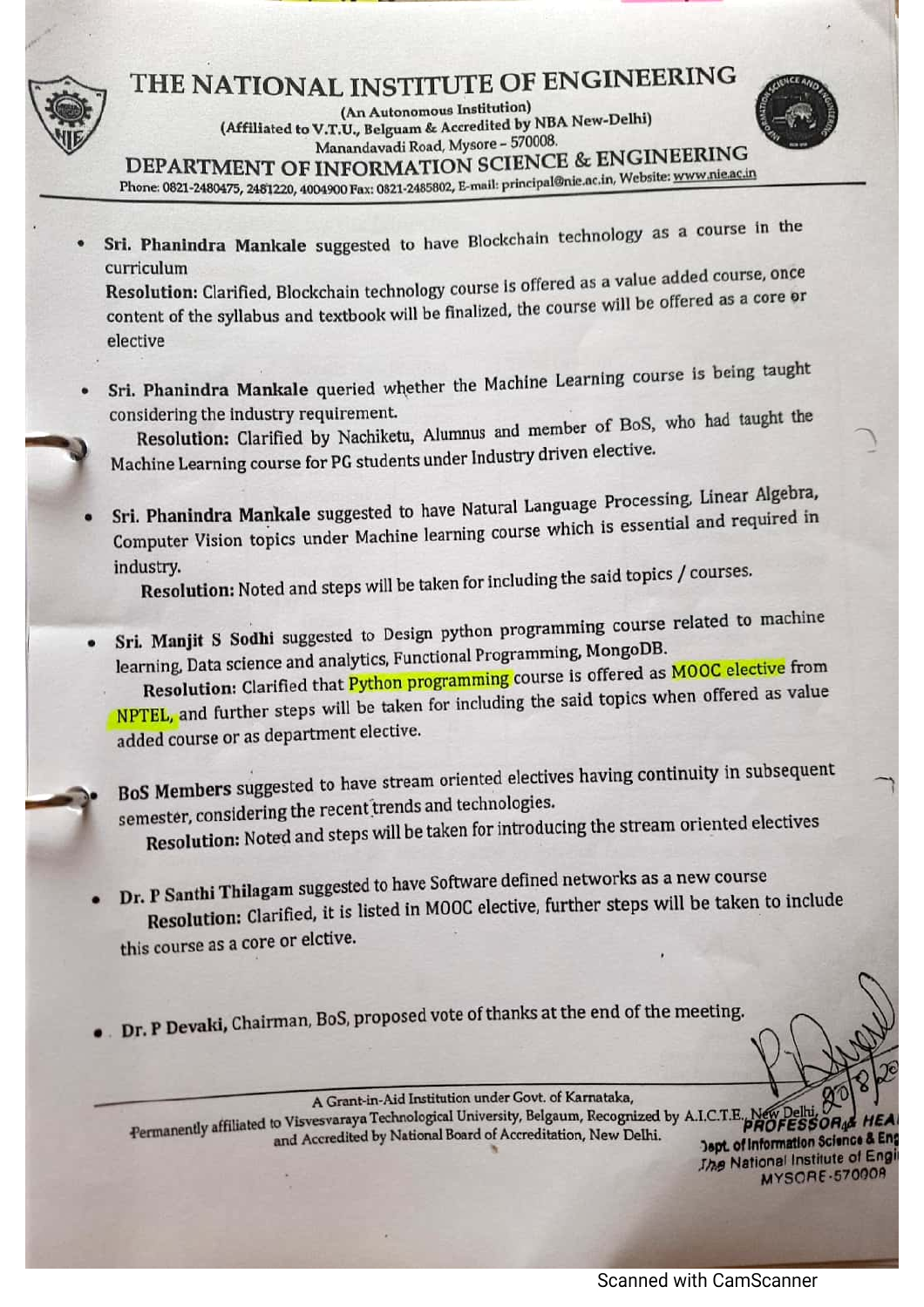- **Sri. Phanindra Mankale** suggested to have Blockchain technology as a course in the curriculum
  **Resolution:** Clarified, Blockchain technology course is offered as a value added course, once content of the syllabus and textbook will be finalized, the course will be offered as a core or elective

- **Sri. Phanindra Mankale** queried whether the Machine Learning course is being taught considering the industry requirement.
  **Resolution:** Clarified by Nachiketu, Alumnus and member of BoS, who had taught the Machine Learning course for PG students under Industry driven elective.

- **Sri. Phanindra Mankale** suggested to have Natural Language Processing, Linear Algebra, Computer Vision topics under Machine learning course which is essential and required in industry.
  **Resolution:** Noted and steps will be taken for including the said topics / courses.

- **Sri. Manjit S Sodhi** suggested to Design python programming course related to machine learning, Data science and analytics, Functional Programming, MongoDB.
  **Resolution:** Clarified that Python programming course is offered as MOOC elective from NPTEL, and further steps will be taken for including the said topics when offered as value added course or as department elective.

- **BoS Members** suggested to have stream oriented electives having continuity in subsequent semester, considering the recent trends and technologies.
  **Resolution:** Noted and steps will be taken for introducing the stream oriented electives

- **Dr. P Santhi Thilagam** suggested to have Software defined networks as a new course
  **Resolution:** Clarified, it is listed in MOOC elective, further steps will be taken to include this course as a core or elctive.

- **Dr. P Devaki,** Chairman, BoS, proposed vote of thanks at the end of the meeting.

PROFESSOR & HEAD
Dept. of Information Science & Engg
The National Institute of Engineering
MYSORE-570008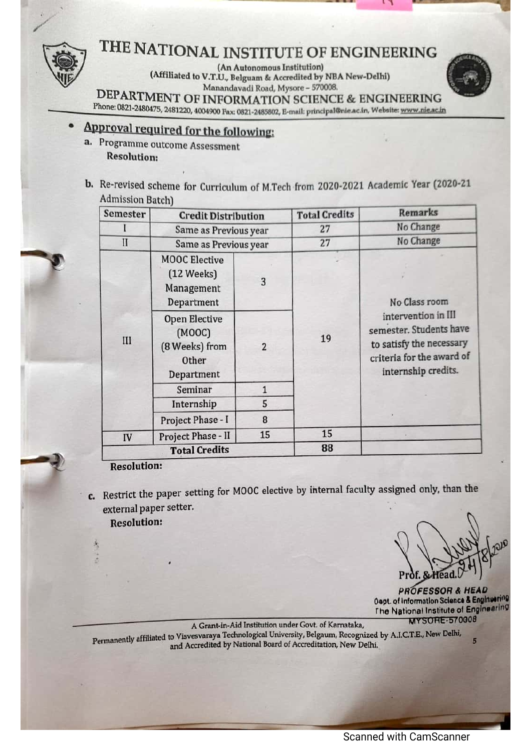# THE NATIONAL INSTITUTE OF ENGINEERING

(An Autonomous Institution)
(Affiliated to V.T.U., Belguam & Accredited by NBA New-Delhi)
Manandavadi Road, Mysore – 570008.

## DEPARTMENT OF INFORMATION SCIENCE & ENGINEERING

Phone: 0821-2480475, 2481220, 4004900 Fax: 0821-2485802, E-mail: principal@nie.ac.in, Website: www.nie.ac.in

- **Approval required for the following:**

a. Programme outcome Assessment

**Resolution:**

b. Re-revised scheme for Curriculum of M.Tech from 2020-2021 Academic Year (2020-21 Admission Batch)

| Semester | Credit Distribution | | Total Credits | Remarks |
|---|---|---|---|---|
| I | Same as Previous year | | 27 | No Change |
| II | Same as Previous year | | 27 | No Change |
| III | MOOC Elective (12 Weeks) Management Department | 3 | 19 | No Class room intervention in III semester. Students have to satisfy the necessary criteria for the award of internship credits. |
| | Open Elective (MOOC) (8 Weeks) from Other Department | 2 | | |
| | Seminar | 1 | | |
| | Internship | 5 | | |
| | Project Phase - I | 8 | | |
| IV | Project Phase - II | 15 | 15 | |
| | **Total Credits** | | 88 | |

**Resolution:**

c. Restrict the paper setting for MOOC elective by internal faculty assigned only, than the external paper setter.

**Resolution:**

Prof. & Head. 24/8/2020

PROFESSOR & HEAD
Dept. of Information Science & Engineering
The National Institute of Engineering
MYSORE-570008

A Grant-in-Aid Institution under Govt. of Karnataka,
Permanently affiliated to Visvesvaraya Technological University, Belgaum, Recognized by A.I.C.T.E., New Delhi, and Accredited by National Board of Accreditation, New Delhi.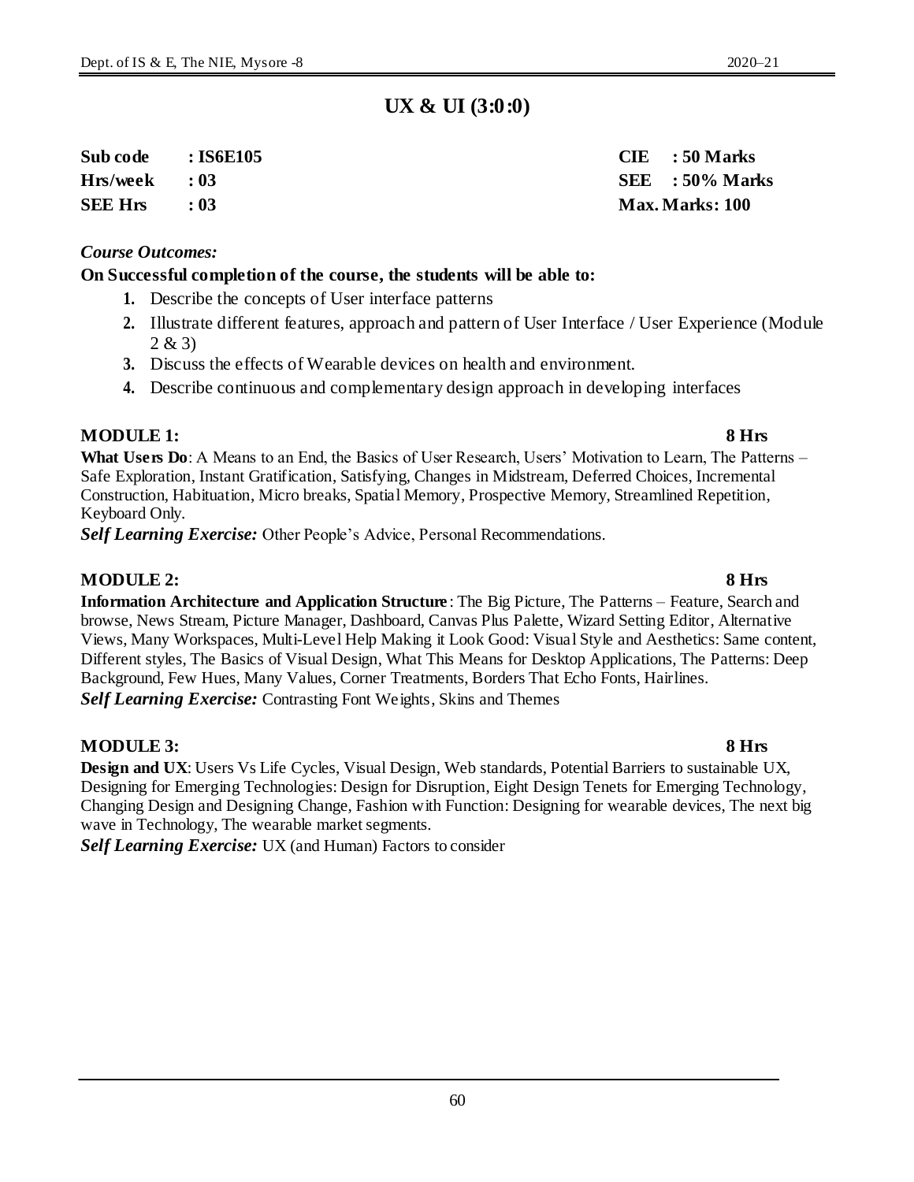# UX & UI (3:0:0)

| | | | |
|---|---|---|---|
| **Sub code** | **: IS6E105** | **CIE** | **: 50 Marks** |
| **Hrs/week** | **: 03** | **SEE** | **: 50% Marks** |
| **SEE Hrs** | **: 03** | **Max. Marks: 100** | |

***Course Outcomes:***

**On Successful completion of the course, the students will be able to:**

1. Describe the concepts of User interface patterns
2. Illustrate different features, approach and pattern of User Interface / User Experience (Module 2 & 3)
3. Discuss the effects of Wearable devices on health and environment.
4. Describe continuous and complementary design approach in developing interfaces

## MODULE 1: 8 Hrs

**What Users Do**: A Means to an End, the Basics of User Research, Users' Motivation to Learn, The Patterns – Safe Exploration, Instant Gratification, Satisfying, Changes in Midstream, Deferred Choices, Incremental Construction, Habituation, Micro breaks, Spatial Memory, Prospective Memory, Streamlined Repetition, Keyboard Only.

***Self Learning Exercise:*** Other People's Advice, Personal Recommendations.

## MODULE 2: 8 Hrs

**Information Architecture and Application Structure**: The Big Picture, The Patterns – Feature, Search and browse, News Stream, Picture Manager, Dashboard, Canvas Plus Palette, Wizard Setting Editor, Alternative Views, Many Workspaces, Multi-Level Help Making it Look Good: Visual Style and Aesthetics: Same content, Different styles, The Basics of Visual Design, What This Means for Desktop Applications, The Patterns: Deep Background, Few Hues, Many Values, Corner Treatments, Borders That Echo Fonts, Hairlines.

***Self Learning Exercise:*** Contrasting Font Weights, Skins and Themes

## MODULE 3: 8 Hrs

**Design and UX**: Users Vs Life Cycles, Visual Design, Web standards, Potential Barriers to sustainable UX, Designing for Emerging Technologies: Design for Disruption, Eight Design Tenets for Emerging Technology, Changing Design and Designing Change, Fashion with Function: Designing for wearable devices, The next big wave in Technology, The wearable market segments.

***Self Learning Exercise:*** UX (and Human) Factors to consider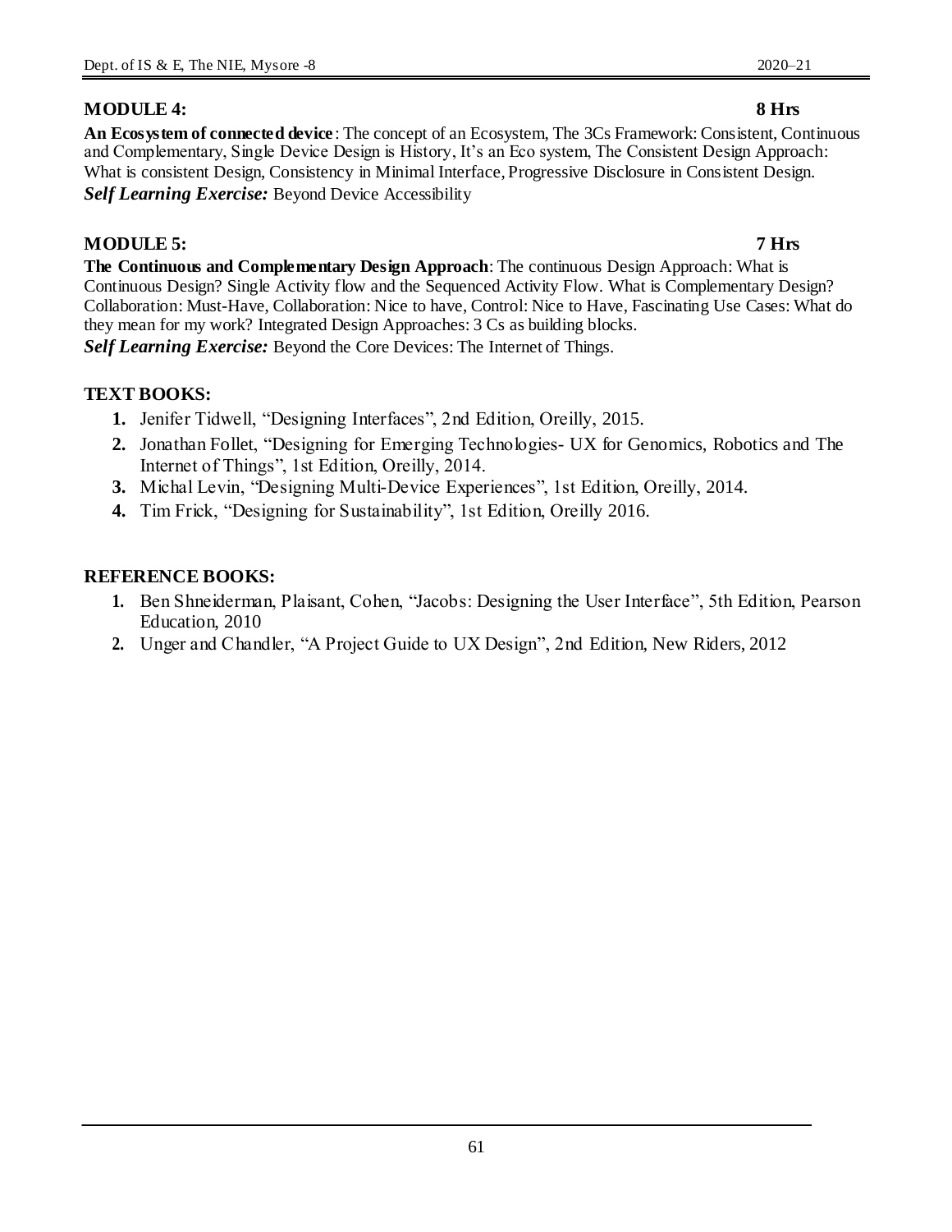**MODULE 4: 8 Hrs**

**An Ecosystem of connected device**: The concept of an Ecosystem, The 3Cs Framework: Consistent, Continuous and Complementary, Single Device Design is History, It's an Eco system, The Consistent Design Approach: What is consistent Design, Consistency in Minimal Interface, Progressive Disclosure in Consistent Design.

***Self Learning Exercise:*** Beyond Device Accessibility

**MODULE 5: 7 Hrs**

**The Continuous and Complementary Design Approach**: The continuous Design Approach: What is Continuous Design? Single Activity flow and the Sequenced Activity Flow. What is Complementary Design? Collaboration: Must-Have, Collaboration: Nice to have, Control: Nice to Have, Fascinating Use Cases: What do they mean for my work? Integrated Design Approaches: 3 Cs as building blocks.

***Self Learning Exercise:*** Beyond the Core Devices: The Internet of Things.

**TEXT BOOKS:**

1. Jenifer Tidwell, "Designing Interfaces", 2nd Edition, Oreilly, 2015.
2. Jonathan Follet, "Designing for Emerging Technologies- UX for Genomics, Robotics and The Internet of Things", 1st Edition, Oreilly, 2014.
3. Michal Levin, "Designing Multi-Device Experiences", 1st Edition, Oreilly, 2014.
4. Tim Frick, "Designing for Sustainability", 1st Edition, Oreilly 2016.

**REFERENCE BOOKS:**

1. Ben Shneiderman, Plaisant, Cohen, "Jacobs: Designing the User Interface", 5th Edition, Pearson Education, 2010
2. Unger and Chandler, "A Project Guide to UX Design", 2nd Edition, New Riders, 2012